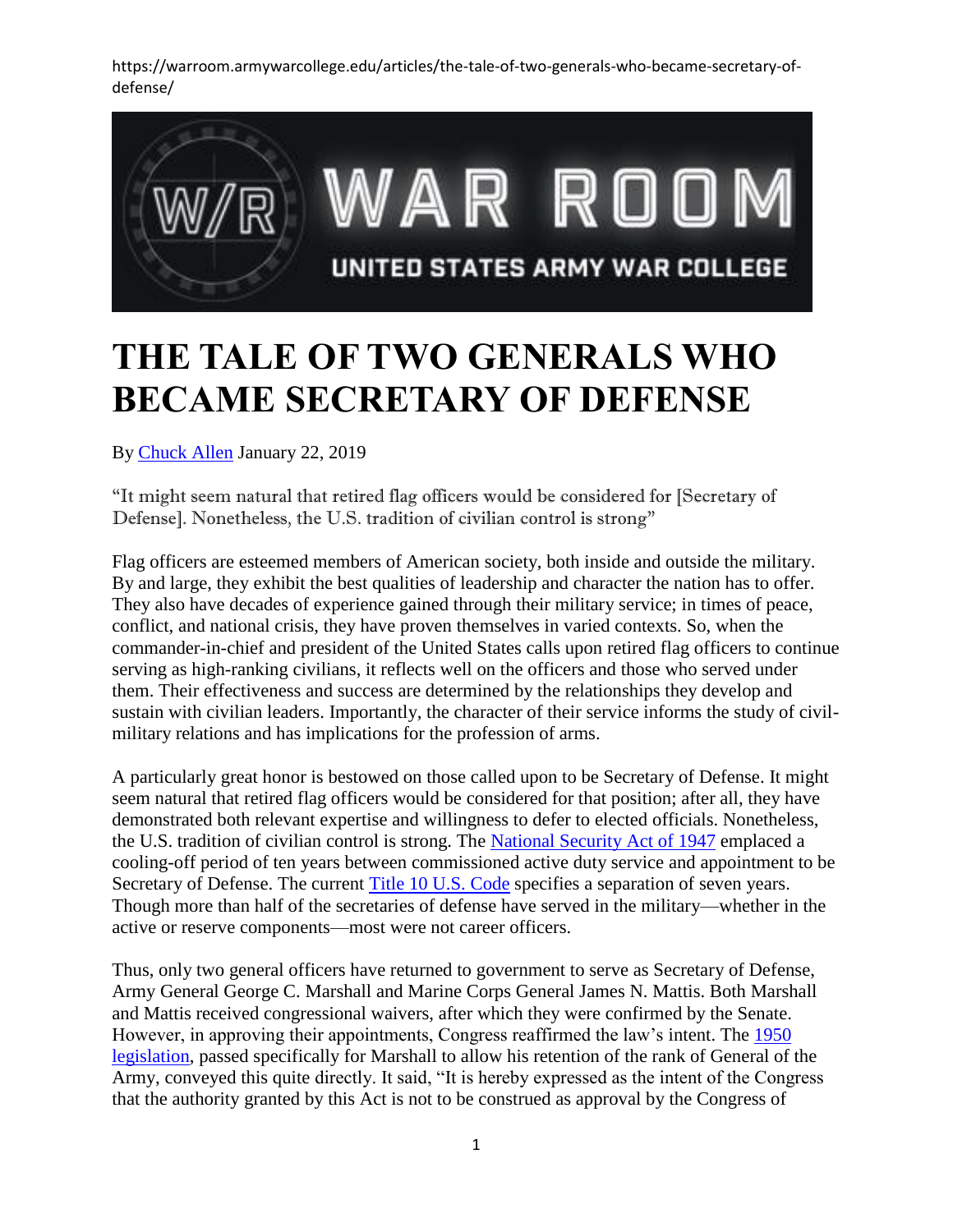https://warroom.armywarcollege.edu/articles/the-tale-of-two-generals-who-became-secretary-of-defense/

# THE TALE OF TWO GENERALS WHO BECAME SECRETARY OF DEFENSE

By Chuck Allen January 22, 2019

"It might seem natural that retired flag officers would be considered for [Secretary of Defense]. Nonetheless, the U.S. tradition of civilian control is strong"

Flag officers are esteemed members of American society, both inside and outside the military. By and large, they exhibit the best qualities of leadership and character the nation has to offer. They also have decades of experience gained through their military service; in times of peace, conflict, and national crisis, they have proven themselves in varied contexts. So, when the commander-in-chief and president of the United States calls upon retired flag officers to continue serving as high-ranking civilians, it reflects well on the officers and those who served under them. Their effectiveness and success are determined by the relationships they develop and sustain with civilian leaders. Importantly, the character of their service informs the study of civil-military relations and has implications for the profession of arms.

A particularly great honor is bestowed on those called upon to be Secretary of Defense. It might seem natural that retired flag officers would be considered for that position; after all, they have demonstrated both relevant expertise and willingness to defer to elected officials. Nonetheless, the U.S. tradition of civilian control is strong. The National Security Act of 1947 emplaced a cooling-off period of ten years between commissioned active duty service and appointment to be Secretary of Defense. The current Title 10 U.S. Code specifies a separation of seven years. Though more than half of the secretaries of defense have served in the military—whether in the active or reserve components—most were not career officers.

Thus, only two general officers have returned to government to serve as Secretary of Defense, Army General George C. Marshall and Marine Corps General James N. Mattis. Both Marshall and Mattis received congressional waivers, after which they were confirmed by the Senate. However, in approving their appointments, Congress reaffirmed the law's intent. The 1950 legislation, passed specifically for Marshall to allow his retention of the rank of General of the Army, conveyed this quite directly. It said, "It is hereby expressed as the intent of the Congress that the authority granted by this Act is not to be construed as approval by the Congress of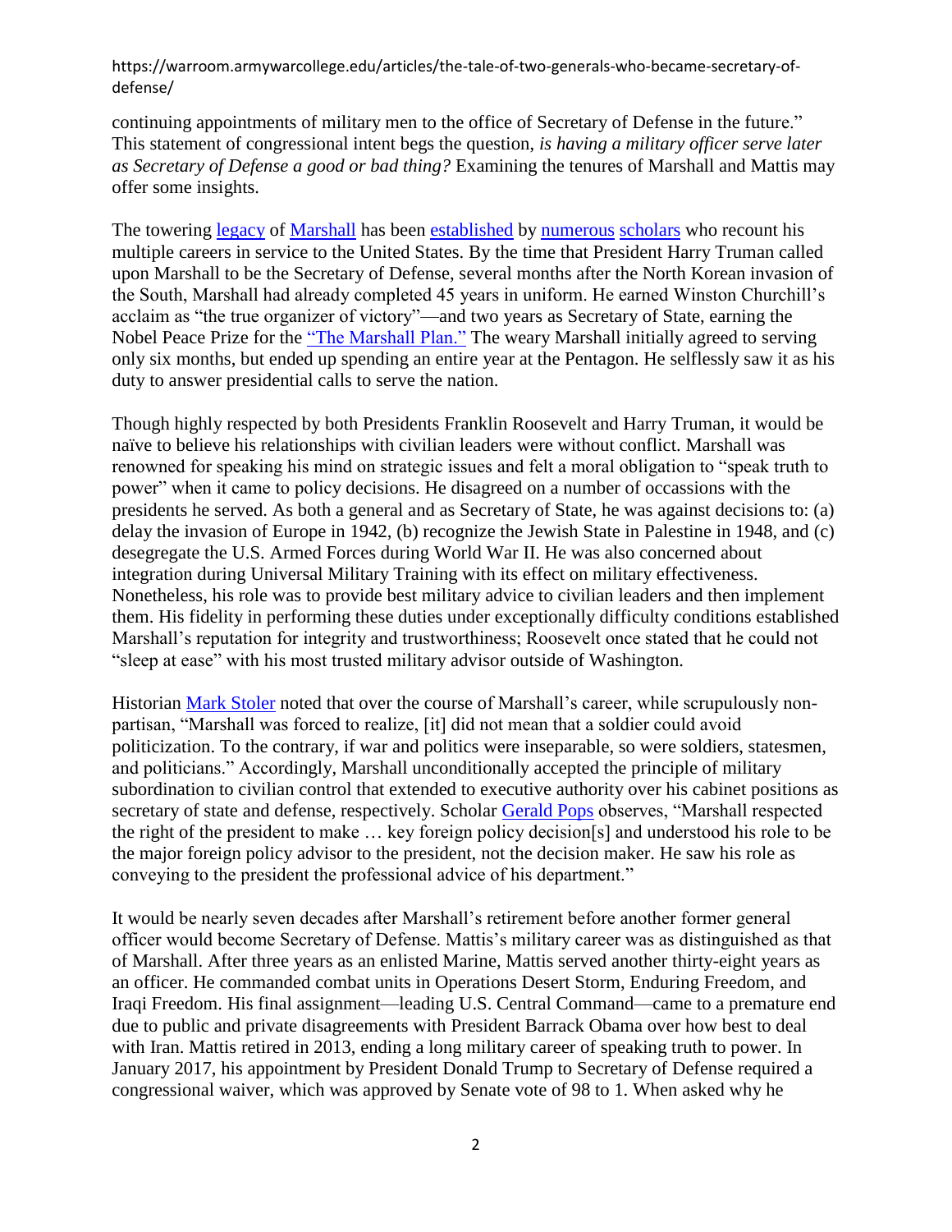continuing appointments of military men to the office of Secretary of Defense in the future." This statement of congressional intent begs the question, *is having a military officer serve later as Secretary of Defense a good or bad thing?* Examining the tenures of Marshall and Mattis may offer some insights.

The towering legacy of Marshall has been established by numerous scholars who recount his multiple careers in service to the United States. By the time that President Harry Truman called upon Marshall to be the Secretary of Defense, several months after the North Korean invasion of the South, Marshall had already completed 45 years in uniform. He earned Winston Churchill's acclaim as "the true organizer of victory"—and two years as Secretary of State, earning the Nobel Peace Prize for the "The Marshall Plan." The weary Marshall initially agreed to serving only six months, but ended up spending an entire year at the Pentagon. He selflessly saw it as his duty to answer presidential calls to serve the nation.

Though highly respected by both Presidents Franklin Roosevelt and Harry Truman, it would be naïve to believe his relationships with civilian leaders were without conflict. Marshall was renowned for speaking his mind on strategic issues and felt a moral obligation to "speak truth to power" when it came to policy decisions. He disagreed on a number of occassions with the presidents he served. As both a general and as Secretary of State, he was against decisions to: (a) delay the invasion of Europe in 1942, (b) recognize the Jewish State in Palestine in 1948, and (c) desegregate the U.S. Armed Forces during World War II. He was also concerned about integration during Universal Military Training with its effect on military effectiveness. Nonetheless, his role was to provide best military advice to civilian leaders and then implement them. His fidelity in performing these duties under exceptionally difficulty conditions established Marshall's reputation for integrity and trustworthiness; Roosevelt once stated that he could not "sleep at ease" with his most trusted military advisor outside of Washington.

Historian Mark Stoler noted that over the course of Marshall's career, while scrupulously non-partisan, "Marshall was forced to realize, [it] did not mean that a soldier could avoid politicization. To the contrary, if war and politics were inseparable, so were soldiers, statesmen, and politicians." Accordingly, Marshall unconditionally accepted the principle of military subordination to civilian control that extended to executive authority over his cabinet positions as secretary of state and defense, respectively. Scholar Gerald Pops observes, "Marshall respected the right of the president to make … key foreign policy decision[s] and understood his role to be the major foreign policy advisor to the president, not the decision maker. He saw his role as conveying to the president the professional advice of his department."

It would be nearly seven decades after Marshall's retirement before another former general officer would become Secretary of Defense. Mattis's military career was as distinguished as that of Marshall. After three years as an enlisted Marine, Mattis served another thirty-eight years as an officer. He commanded combat units in Operations Desert Storm, Enduring Freedom, and Iraqi Freedom. His final assignment—leading U.S. Central Command—came to a premature end due to public and private disagreements with President Barrack Obama over how best to deal with Iran. Mattis retired in 2013, ending a long military career of speaking truth to power. In January 2017, his appointment by President Donald Trump to Secretary of Defense required a congressional waiver, which was approved by Senate vote of 98 to 1. When asked why he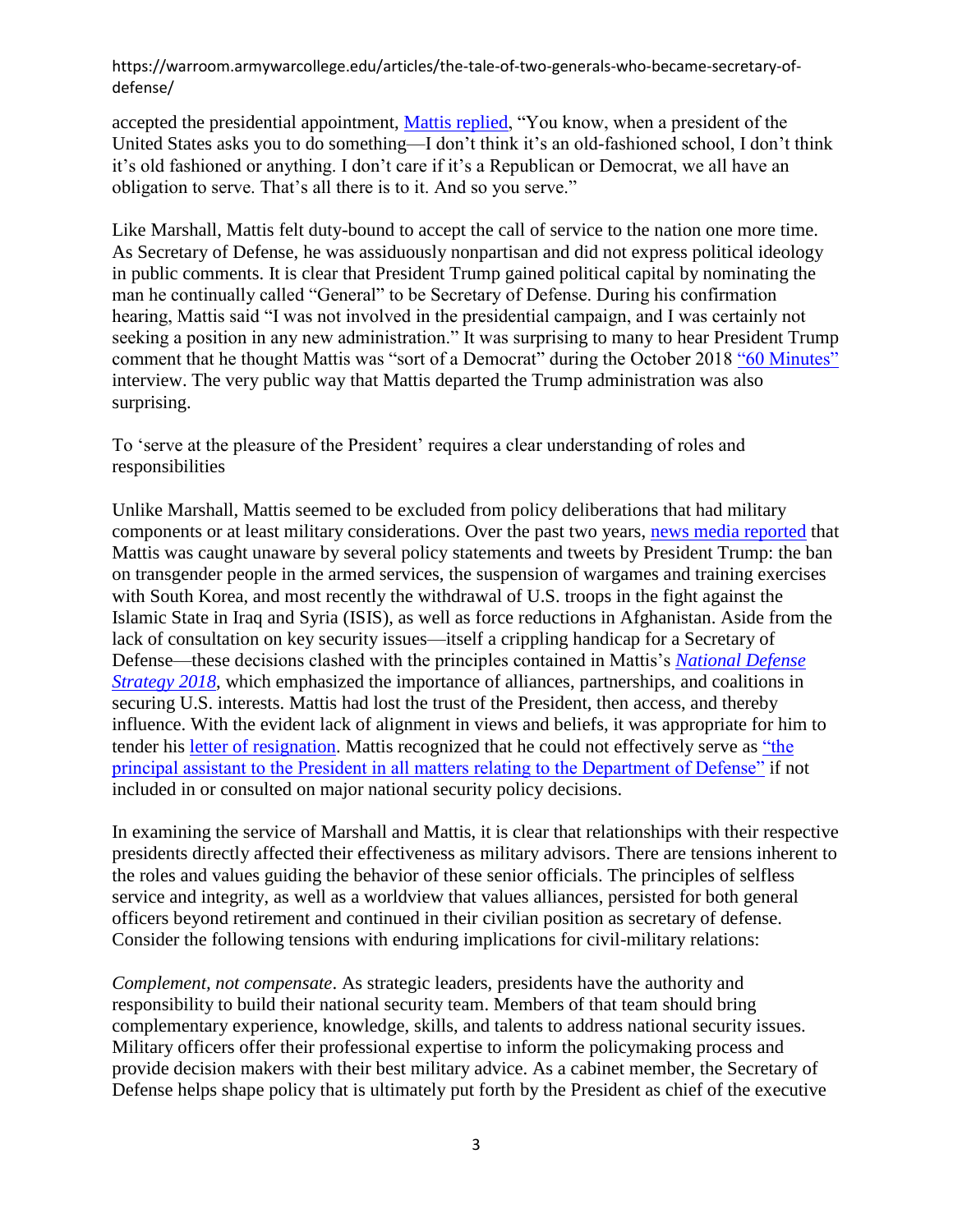accepted the presidential appointment, Mattis replied, "You know, when a president of the United States asks you to do something—I don't think it's an old-fashioned school, I don't think it's old fashioned or anything. I don't care if it's a Republican or Democrat, we all have an obligation to serve. That's all there is to it. And so you serve."

Like Marshall, Mattis felt duty-bound to accept the call of service to the nation one more time. As Secretary of Defense, he was assiduously nonpartisan and did not express political ideology in public comments. It is clear that President Trump gained political capital by nominating the man he continually called "General" to be Secretary of Defense. During his confirmation hearing, Mattis said "I was not involved in the presidential campaign, and I was certainly not seeking a position in any new administration." It was surprising to many to hear President Trump comment that he thought Mattis was "sort of a Democrat" during the October 2018 "60 Minutes" interview. The very public way that Mattis departed the Trump administration was also surprising.

To 'serve at the pleasure of the President' requires a clear understanding of roles and responsibilities

Unlike Marshall, Mattis seemed to be excluded from policy deliberations that had military components or at least military considerations. Over the past two years, news media reported that Mattis was caught unaware by several policy statements and tweets by President Trump: the ban on transgender people in the armed services, the suspension of wargames and training exercises with South Korea, and most recently the withdrawal of U.S. troops in the fight against the Islamic State in Iraq and Syria (ISIS), as well as force reductions in Afghanistan. Aside from the lack of consultation on key security issues—itself a crippling handicap for a Secretary of Defense—these decisions clashed with the principles contained in Mattis's *National Defense Strategy 2018*, which emphasized the importance of alliances, partnerships, and coalitions in securing U.S. interests. Mattis had lost the trust of the President, then access, and thereby influence. With the evident lack of alignment in views and beliefs, it was appropriate for him to tender his letter of resignation. Mattis recognized that he could not effectively serve as "the principal assistant to the President in all matters relating to the Department of Defense" if not included in or consulted on major national security policy decisions.

In examining the service of Marshall and Mattis, it is clear that relationships with their respective presidents directly affected their effectiveness as military advisors. There are tensions inherent to the roles and values guiding the behavior of these senior officials. The principles of selfless service and integrity, as well as a worldview that values alliances, persisted for both general officers beyond retirement and continued in their civilian position as secretary of defense. Consider the following tensions with enduring implications for civil-military relations:

*Complement, not compensate*. As strategic leaders, presidents have the authority and responsibility to build their national security team. Members of that team should bring complementary experience, knowledge, skills, and talents to address national security issues. Military officers offer their professional expertise to inform the policymaking process and provide decision makers with their best military advice. As a cabinet member, the Secretary of Defense helps shape policy that is ultimately put forth by the President as chief of the executive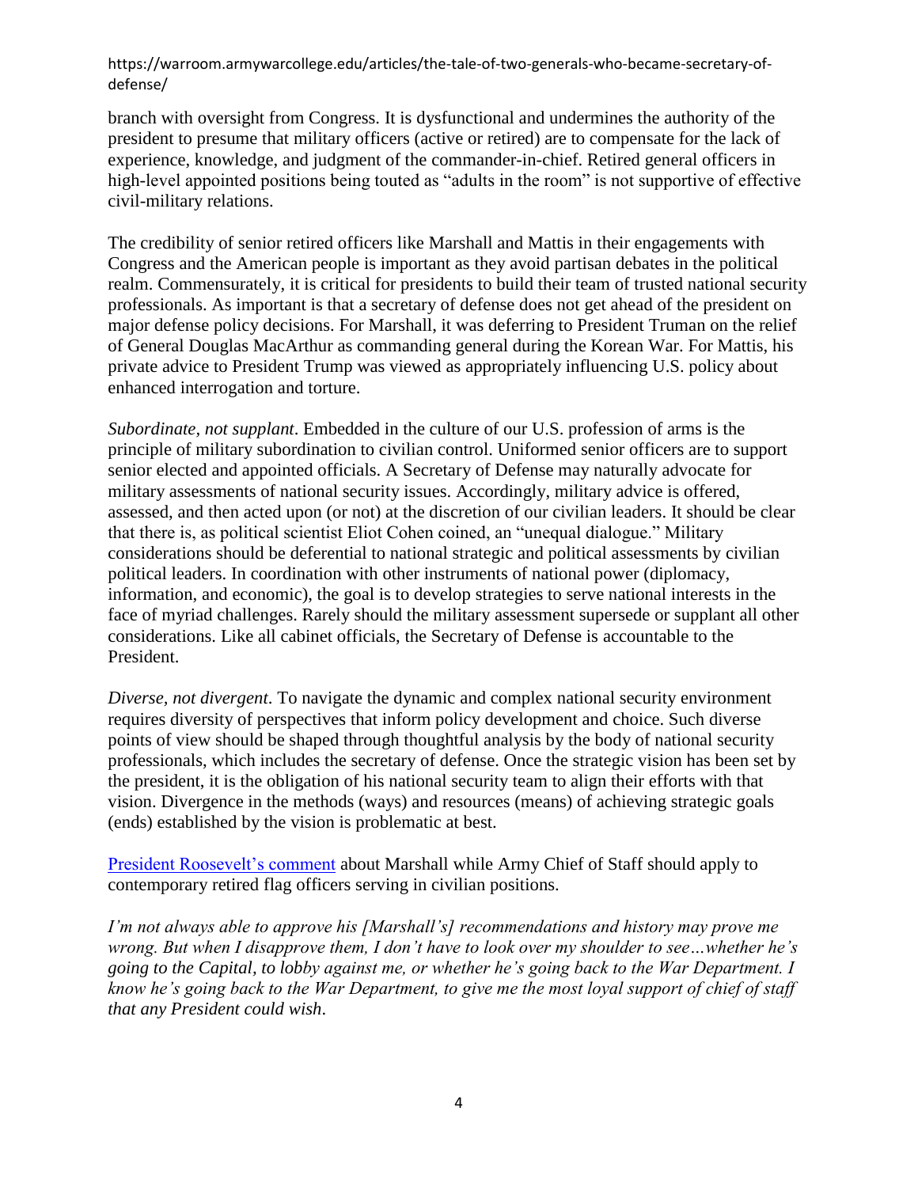branch with oversight from Congress. It is dysfunctional and undermines the authority of the president to presume that military officers (active or retired) are to compensate for the lack of experience, knowledge, and judgment of the commander-in-chief. Retired general officers in high-level appointed positions being touted as "adults in the room" is not supportive of effective civil-military relations.

The credibility of senior retired officers like Marshall and Mattis in their engagements with Congress and the American people is important as they avoid partisan debates in the political realm. Commensurately, it is critical for presidents to build their team of trusted national security professionals. As important is that a secretary of defense does not get ahead of the president on major defense policy decisions. For Marshall, it was deferring to President Truman on the relief of General Douglas MacArthur as commanding general during the Korean War. For Mattis, his private advice to President Trump was viewed as appropriately influencing U.S. policy about enhanced interrogation and torture.

*Subordinate, not supplant*. Embedded in the culture of our U.S. profession of arms is the principle of military subordination to civilian control. Uniformed senior officers are to support senior elected and appointed officials. A Secretary of Defense may naturally advocate for military assessments of national security issues. Accordingly, military advice is offered, assessed, and then acted upon (or not) at the discretion of our civilian leaders. It should be clear that there is, as political scientist Eliot Cohen coined, an "unequal dialogue." Military considerations should be deferential to national strategic and political assessments by civilian political leaders. In coordination with other instruments of national power (diplomacy, information, and economic), the goal is to develop strategies to serve national interests in the face of myriad challenges. Rarely should the military assessment supersede or supplant all other considerations. Like all cabinet officials, the Secretary of Defense is accountable to the President.

*Diverse, not divergent*. To navigate the dynamic and complex national security environment requires diversity of perspectives that inform policy development and choice. Such diverse points of view should be shaped through thoughtful analysis by the body of national security professionals, which includes the secretary of defense. Once the strategic vision has been set by the president, it is the obligation of his national security team to align their efforts with that vision. Divergence in the methods (ways) and resources (means) of achieving strategic goals (ends) established by the vision is problematic at best.

President Roosevelt's comment about Marshall while Army Chief of Staff should apply to contemporary retired flag officers serving in civilian positions.

*I'm not always able to approve his [Marshall's] recommendations and history may prove me wrong. But when I disapprove them, I don't have to look over my shoulder to see…whether he's going to the Capital, to lobby against me, or whether he's going back to the War Department. I know he's going back to the War Department, to give me the most loyal support of chief of staff that any President could wish.*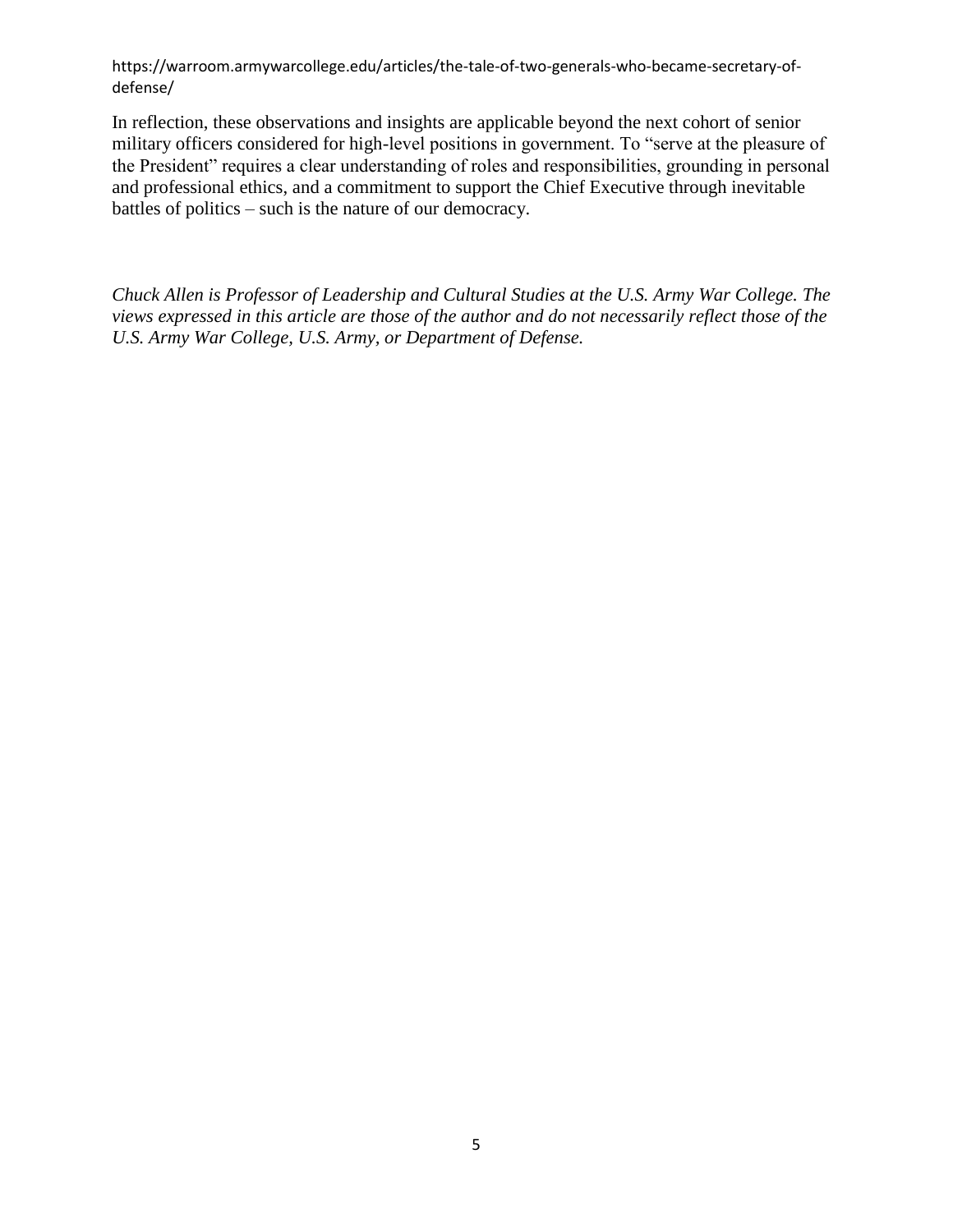https://warroom.armywarcollege.edu/articles/the-tale-of-two-generals-who-became-secretary-of-defense/

In reflection, these observations and insights are applicable beyond the next cohort of senior military officers considered for high-level positions in government. To "serve at the pleasure of the President" requires a clear understanding of roles and responsibilities, grounding in personal and professional ethics, and a commitment to support the Chief Executive through inevitable battles of politics – such is the nature of our democracy.

*Chuck Allen is Professor of Leadership and Cultural Studies at the U.S. Army War College. The views expressed in this article are those of the author and do not necessarily reflect those of the U.S. Army War College, U.S. Army, or Department of Defense.*